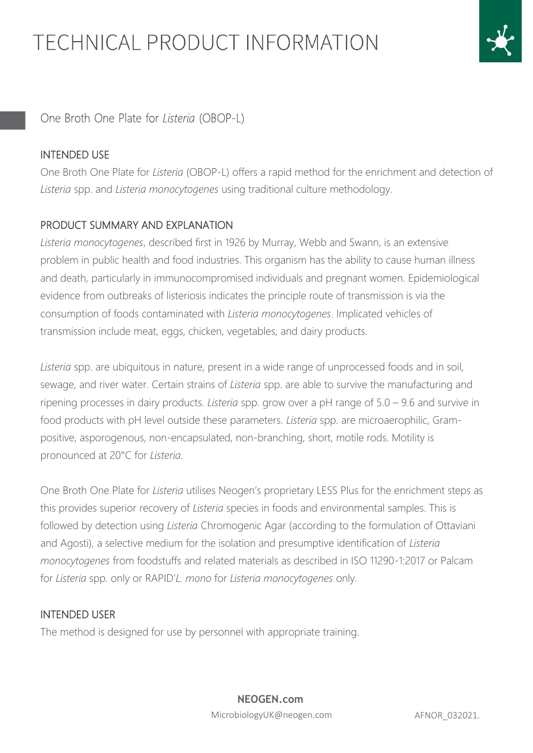# TECHNICAL PRODUCT INFORMATION

## One Broth One Plate for *Listeria* (OBOP-L)

### INTENDED USE

One Broth One Plate for *Listeria* (OBOP-L) offers a rapid method for the enrichment and detection of *Listeria* spp. and *Listeria monocytogenes* using traditional culture methodology.

### PRODUCT SUMMARY AND EXPLANATION

*Listeria monocytogenes*, described first in 1926 by Murray, Webb and Swann, is an extensive problem in public health and food industries. This organism has the ability to cause human illness and death, particularly in immunocompromised individuals and pregnant women. Epidemiological evidence from outbreaks of listeriosis indicates the principle route of transmission is via the consumption of foods contaminated with *Listeria monocytogenes*. Implicated vehicles of transmission include meat, eggs, chicken, vegetables, and dairy products.

*Listeria* spp. are ubiquitous in nature, present in a wide range of unprocessed foods and in soil, sewage, and river water. Certain strains of *Listeria* spp. are able to survive the manufacturing and ripening processes in dairy products. *Listeria* spp. grow over a pH range of 5.0 – 9.6 and survive in food products with pH level outside these parameters. *Listeria* spp. are microaerophilic, Gram-positive, asporogenous, non-encapsulated, non-branching, short, motile rods. Motility is pronounced at 20°C for *Listeria*.

One Broth One Plate for *Listeria* utilises Neogen's proprietary LESS Plus for the enrichment steps as this provides superior recovery of *Listeria* species in foods and environmental samples. This is followed by detection using *Listeria* Chromogenic Agar (according to the formulation of Ottaviani and Agosti), a selective medium for the isolation and presumptive identification of *Listeria monocytogenes* from foodstuffs and related materials as described in ISO 11290-1:2017 or Palcam for *Listeria* spp. only or RAPID'*L. mono* for *Listeria monocytogenes* only.

### INTENDED USER

The method is designed for use by personnel with appropriate training.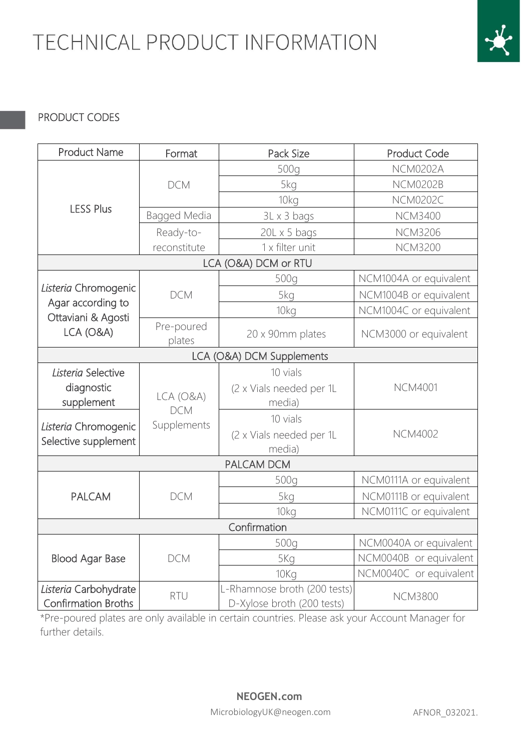# TECHNICAL PRODUCT INFORMATION

## PRODUCT CODES

| Product Name | Format | Pack Size | Product Code |
|---|---|---|---|
| LESS Plus | DCM | 500g | NCM0202A |
| | | 5kg | NCM0202B |
| | | 10kg | NCM0202C |
| | Bagged Media | 3L x 3 bags | NCM3400 |
| | Ready-to-reconstitute | 20L x 5 bags | NCM3206 |
| | | 1 x filter unit | NCM3200 |
| LCA (O&A) DCM or RTU | | | |
| *Listeria* Chromogenic Agar according to Ottaviani & Agosti LCA (O&A) | DCM | 500g | NCM1004A or equivalent |
| | | 5kg | NCM1004B or equivalent |
| | | 10kg | NCM1004C or equivalent |
| | Pre-poured plates | 20 x 90mm plates | NCM3000 or equivalent |
| LCA (O&A) DCM Supplements | | | |
| *Listeria* Selective diagnostic supplement | LCA (O&A) DCM Supplements | 10 vials (2 x Vials needed per 1L media) | NCM4001 |
| *Listeria* Chromogenic Selective supplement | | 10 vials (2 x Vials needed per 1L media) | NCM4002 |
| PALCAM DCM | | | |
| PALCAM | DCM | 500g | NCM0111A or equivalent |
| | | 5kg | NCM0111B or equivalent |
| | | 10kg | NCM0111C or equivalent |
| Confirmation | | | |
| Blood Agar Base | DCM | 500g | NCM0040A or equivalent |
| | | 5Kg | NCM0040B or equivalent |
| | | 10Kg | NCM0040C or equivalent |
| *Listeria* Carbohydrate Confirmation Broths | RTU | L-Rhamnose broth (200 tests) D-Xylose broth (200 tests) | NCM3800 |

*Pre-poured plates are only available in certain countries. Please ask your Account Manager for further details.

NEOGEN.com

MicrobiologyUK@neogen.com

AFNOR_032021.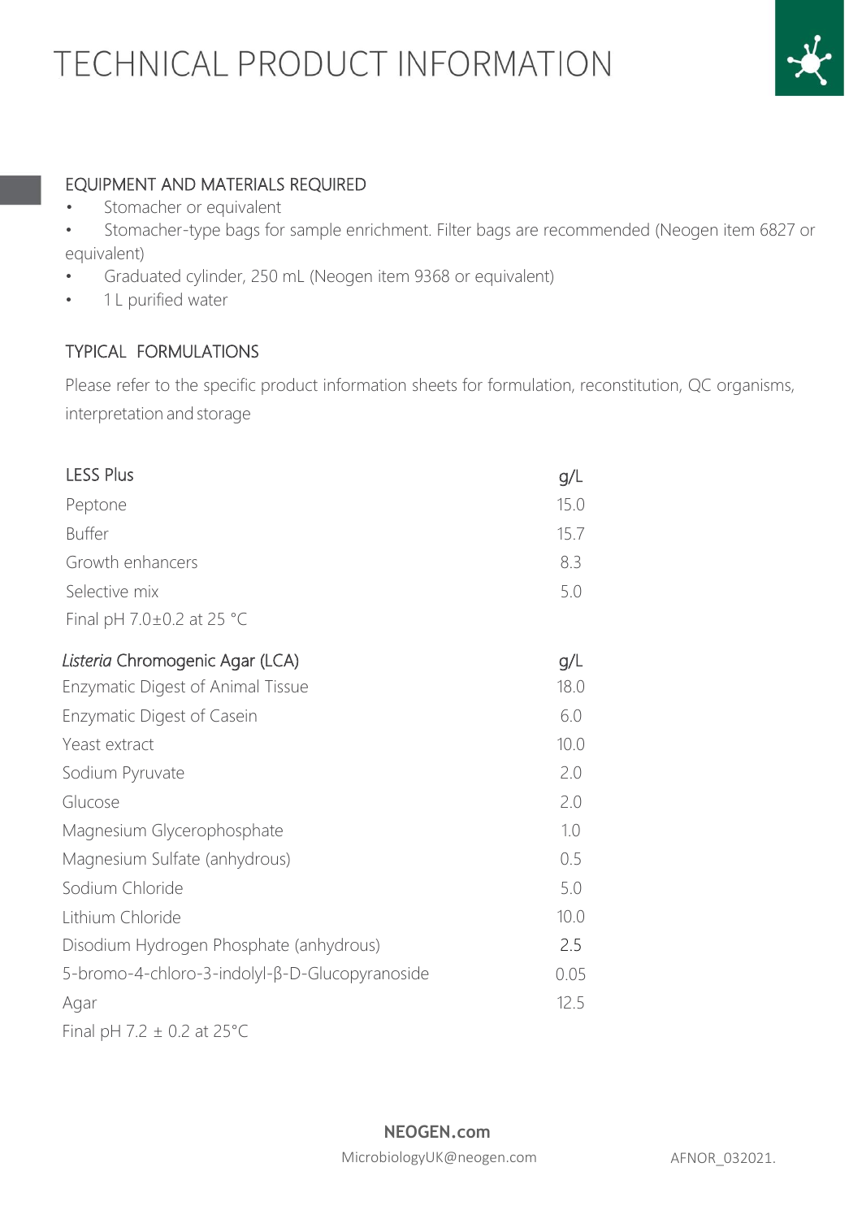# TECHNICAL PRODUCT INFORMATION

## EQUIPMENT AND MATERIALS REQUIRED

- Stomacher or equivalent
- Stomacher-type bags for sample enrichment. Filter bags are recommended (Neogen item 6827 or equivalent)
- Graduated cylinder, 250 mL (Neogen item 9368 or equivalent)
- 1 L purified water

## TYPICAL FORMULATIONS

Please refer to the specific product information sheets for formulation, reconstitution, QC organisms, interpretation and storage

| LESS Plus | g/L |
| --- | --- |
| Peptone | 15.0 |
| Buffer | 15.7 |
| Growth enhancers | 8.3 |
| Selective mix | 5.0 |
| Final pH 7.0±0.2 at 25 °C | |

| *Listeria* Chromogenic Agar (LCA) | g/L |
| --- | --- |
| Enzymatic Digest of Animal Tissue | 18.0 |
| Enzymatic Digest of Casein | 6.0 |
| Yeast extract | 10.0 |
| Sodium Pyruvate | 2.0 |
| Glucose | 2.0 |
| Magnesium Glycerophosphate | 1.0 |
| Magnesium Sulfate (anhydrous) | 0.5 |
| Sodium Chloride | 5.0 |
| Lithium Chloride | 10.0 |
| Disodium Hydrogen Phosphate (anhydrous) | 2.5 |
| 5-bromo-4-chloro-3-indolyl-β-D-Glucopyranoside | 0.05 |
| Agar | 12.5 |
| Final pH 7.2 ± 0.2 at 25°C | |

**NEOGEN.com**

MicrobiologyUK@neogen.com

AFNOR_032021.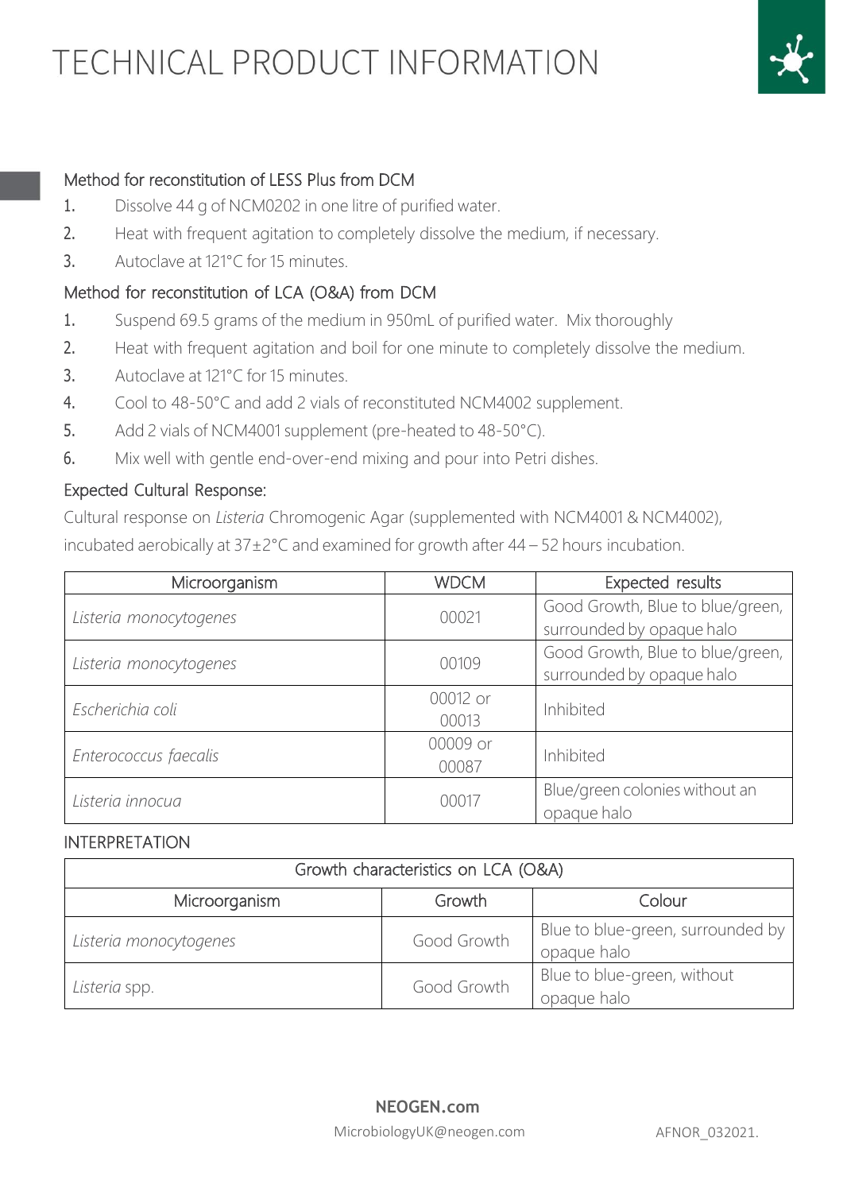# TECHNICAL PRODUCT INFORMATION

### Method for reconstitution of LESS Plus from DCM

1. Dissolve 44 g of NCM0202 in one litre of purified water.
2. Heat with frequent agitation to completely dissolve the medium, if necessary.
3. Autoclave at 121°C for 15 minutes.

### Method for reconstitution of LCA (O&A) from DCM

1. Suspend 69.5 grams of the medium in 950mL of purified water. Mix thoroughly
2. Heat with frequent agitation and boil for one minute to completely dissolve the medium.
3. Autoclave at 121°C for 15 minutes.
4. Cool to 48-50°C and add 2 vials of reconstituted NCM4002 supplement.
5. Add 2 vials of NCM4001 supplement (pre-heated to 48-50°C).
6. Mix well with gentle end-over-end mixing and pour into Petri dishes.

### Expected Cultural Response:

Cultural response on *Listeria* Chromogenic Agar (supplemented with NCM4001 & NCM4002), incubated aerobically at 37±2°C and examined for growth after 44 – 52 hours incubation.

| Microorganism | WDCM | Expected results |
|---|---|---|
| *Listeria monocytogenes* | 00021 | Good Growth, Blue to blue/green, surrounded by opaque halo |
| *Listeria monocytogenes* | 00109 | Good Growth, Blue to blue/green, surrounded by opaque halo |
| *Escherichia coli* | 00012 or 00013 | Inhibited |
| *Enterococcus faecalis* | 00009 or 00087 | Inhibited |
| *Listeria innocua* | 00017 | Blue/green colonies without an opaque halo |

### INTERPRETATION

| Growth characteristics on LCA (O&A) | | |
|---|---|---|
| Microorganism | Growth | Colour |
| *Listeria monocytogenes* | Good Growth | Blue to blue-green, surrounded by opaque halo |
| *Listeria* spp. | Good Growth | Blue to blue-green, without opaque halo |

**NEOGEN.com**
MicrobiologyUK@neogen.com
AFNOR_032021.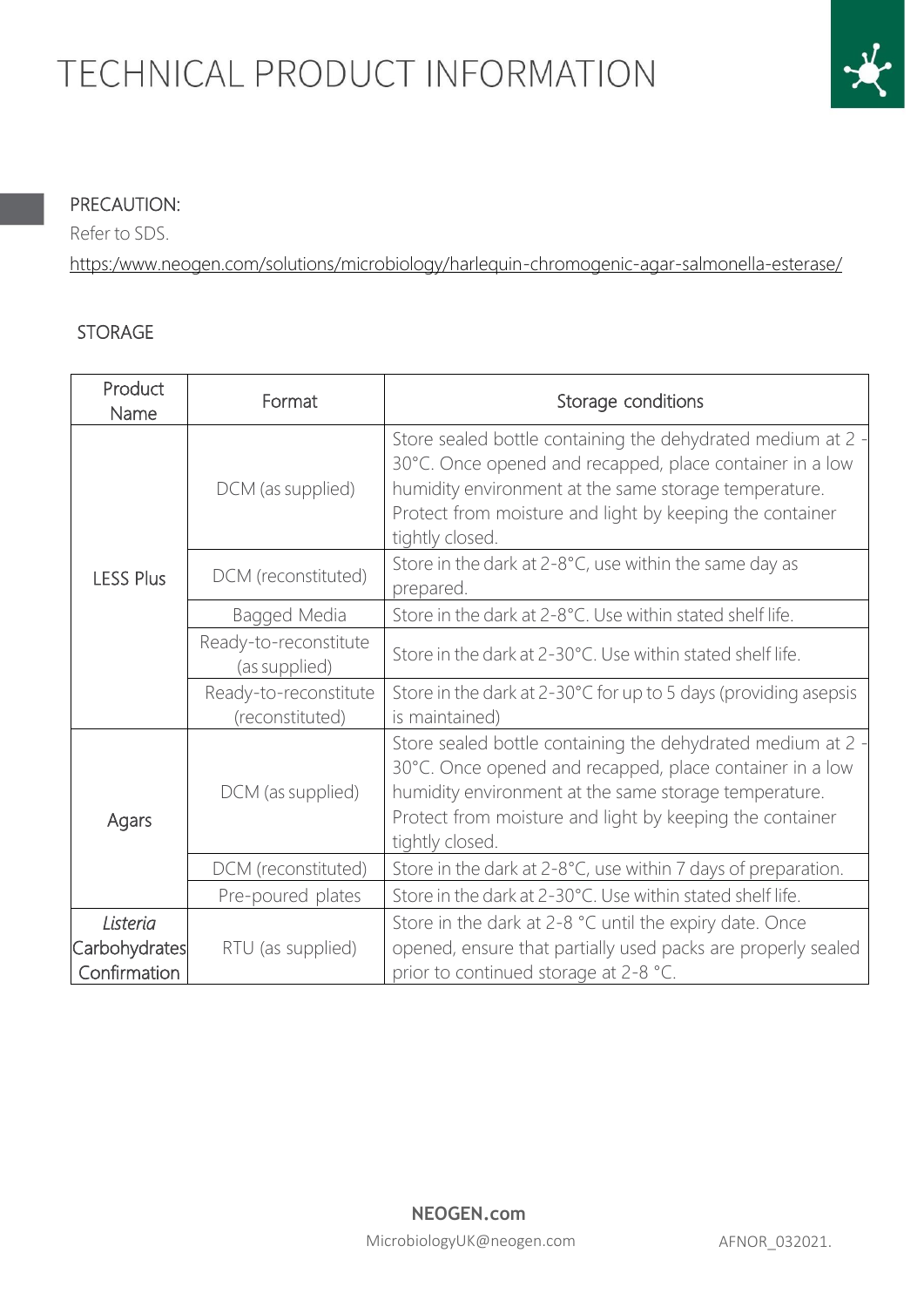# TECHNICAL PRODUCT INFORMATION

PRECAUTION:

Refer to SDS.

https:/www.neogen.com/solutions/microbiology/harlequin-chromogenic-agar-salmonella-esterase/

STORAGE

| Product Name | Format | Storage conditions |
|---|---|---|
| LESS Plus | DCM (as supplied) | Store sealed bottle containing the dehydrated medium at 2 - 30°C. Once opened and recapped, place container in a low humidity environment at the same storage temperature. Protect from moisture and light by keeping the container tightly closed. |
| | DCM (reconstituted) | Store in the dark at 2-8°C, use within the same day as prepared. |
| | Bagged Media | Store in the dark at 2-8°C. Use within stated shelf life. |
| | Ready-to-reconstitute (as supplied) | Store in the dark at 2-30°C. Use within stated shelf life. |
| | Ready-to-reconstitute (reconstituted) | Store in the dark at 2-30°C for up to 5 days (providing asepsis is maintained) |
| Agars | DCM (as supplied) | Store sealed bottle containing the dehydrated medium at 2 - 30°C. Once opened and recapped, place container in a low humidity environment at the same storage temperature. Protect from moisture and light by keeping the container tightly closed. |
| | DCM (reconstituted) | Store in the dark at 2-8°C, use within 7 days of preparation. |
| | Pre-poured plates | Store in the dark at 2-30°C. Use within stated shelf life. |
| *Listeria* Carbohydrates Confirmation | RTU (as supplied) | Store in the dark at 2-8 °C until the expiry date. Once opened, ensure that partially used packs are properly sealed prior to continued storage at 2-8 °C. |

NEOGEN.com

MicrobiologyUK@neogen.com

AFNOR_032021.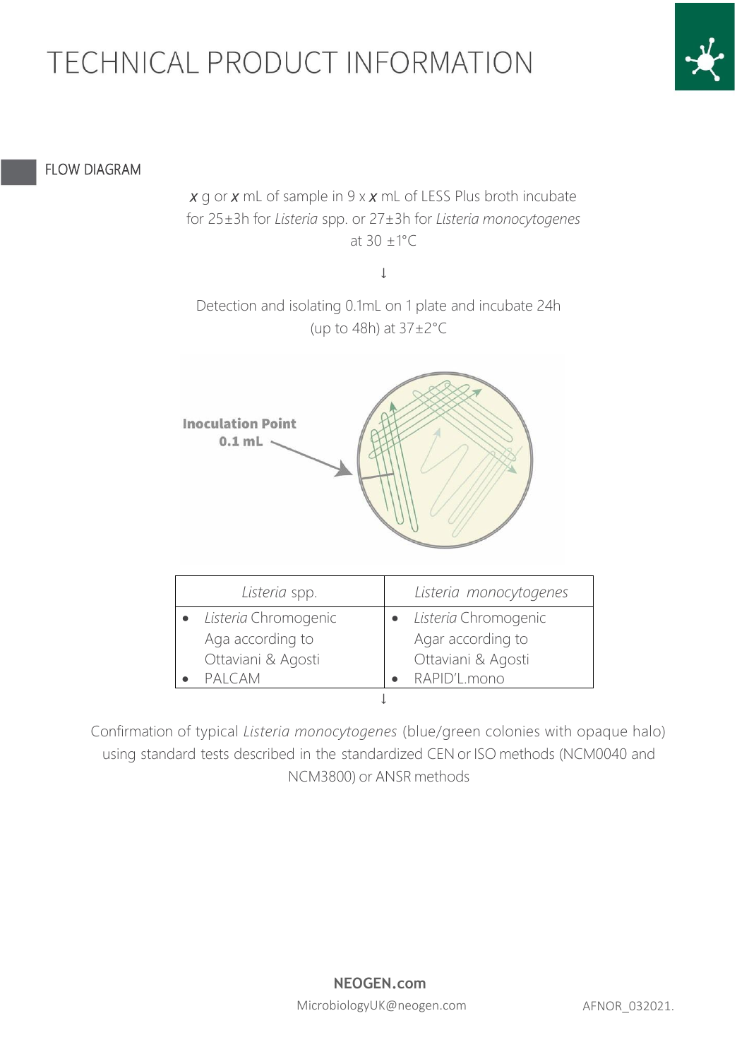# TECHNICAL PRODUCT INFORMATION

## FLOW DIAGRAM

*x* g or *x* mL of sample in 9 x *x* mL of LESS Plus broth incubate for 25±3h for *Listeria* spp. or 27±3h for *Listeria monocytogenes* at 30 ±1°C

↓

Detection and isolating 0.1mL on 1 plate and incubate 24h (up to 48h) at 37±2°C

**Inoculation Point 0.1 mL**

| *Listeria* spp. | *Listeria monocytogenes* |
|---|---|
| • *Listeria* Chromogenic Aga according to Ottaviani & Agosti<br>• PALCAM | • *Listeria* Chromogenic Agar according to Ottaviani & Agosti<br>• RAPID'L.mono |

↓

Confirmation of typical *Listeria monocytogenes* (blue/green colonies with opaque halo) using standard tests described in the standardized CEN or ISO methods (NCM0040 and NCM3800) or ANSR methods

**NEOGEN.com**
MicrobiologyUK@neogen.com

AFNOR_032021.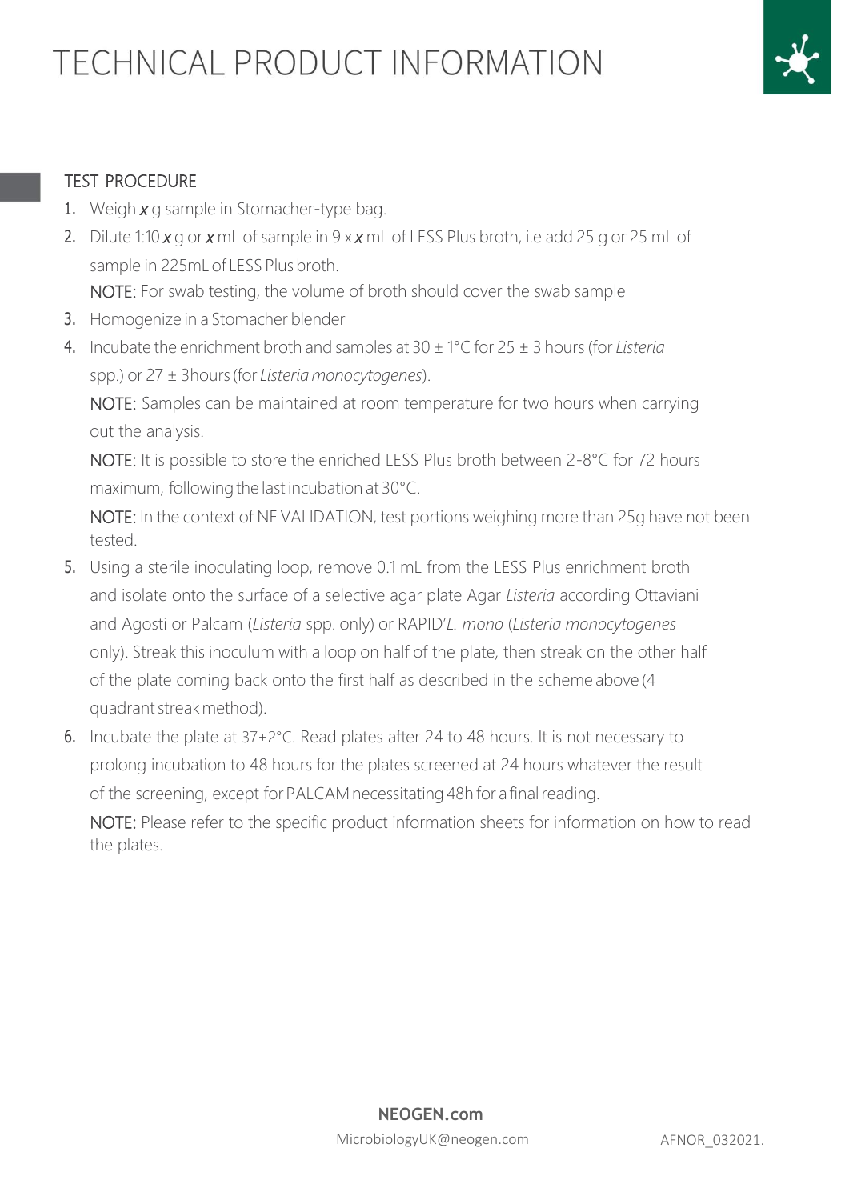## TEST PROCEDURE

1. Weigh ***x*** g sample in Stomacher-type bag.
2. Dilute 1:10 ***x*** g or ***x*** mL of sample in 9 x ***x*** mL of LESS Plus broth, i.e add 25 g or 25 mL of sample in 225mL of LESS Plus broth.

   NOTE: For swab testing, the volume of broth should cover the swab sample
3. Homogenize in a Stomacher blender
4. Incubate the enrichment broth and samples at 30 ± 1°C for 25 ± 3 hours (for *Listeria* spp.) or 27 ± 3hours (for *Listeria monocytogenes*).

   NOTE: Samples can be maintained at room temperature for two hours when carrying out the analysis.

   NOTE: It is possible to store the enriched LESS Plus broth between 2-8°C for 72 hours maximum, following the last incubation at 30°C.

   NOTE: In the context of NF VALIDATION, test portions weighing more than 25g have not been tested.
5. Using a sterile inoculating loop, remove 0.1 mL from the LESS Plus enrichment broth and isolate onto the surface of a selective agar plate Agar *Listeria* according Ottaviani and Agosti or Palcam (*Listeria* spp. only) or RAPID'*L. mono* (*Listeria monocytogenes* only). Streak this inoculum with a loop on half of the plate, then streak on the other half of the plate coming back onto the first half as described in the scheme above (4 quadrant streak method).
6. Incubate the plate at 37±2°C. Read plates after 24 to 48 hours. It is not necessary to prolong incubation to 48 hours for the plates screened at 24 hours whatever the result of the screening, except for PALCAM necessitating 48h for a final reading.

   NOTE: Please refer to the specific product information sheets for information on how to read the plates.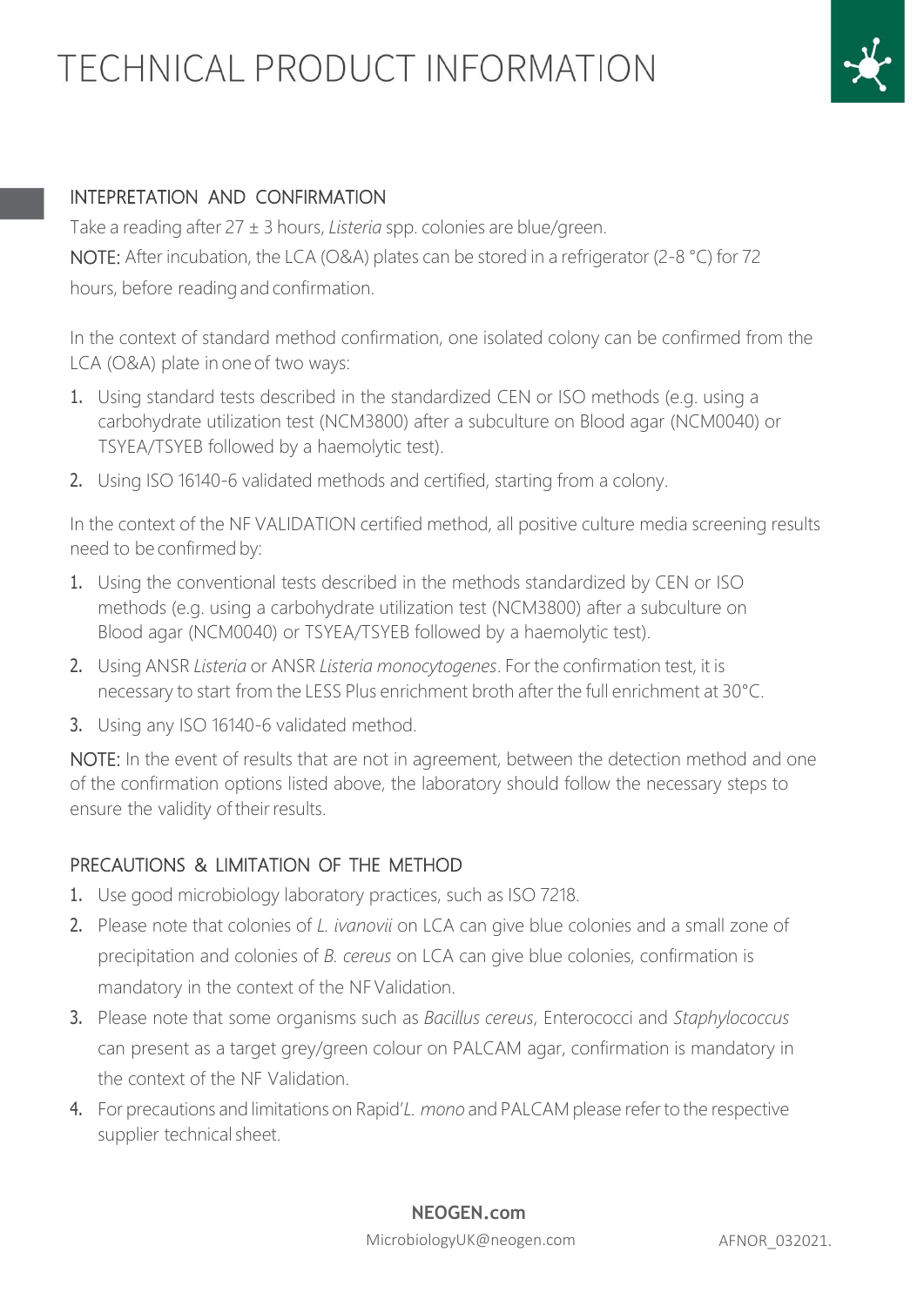## INTEPRETATION AND CONFIRMATION

Take a reading after 27 ± 3 hours, *Listeria* spp. colonies are blue/green.

NOTE: After incubation, the LCA (O&A) plates can be stored in a refrigerator (2-8 °C) for 72 hours, before reading and confirmation.

In the context of standard method confirmation, one isolated colony can be confirmed from the LCA (O&A) plate in one of two ways:

1. Using standard tests described in the standardized CEN or ISO methods (e.g. using a carbohydrate utilization test (NCM3800) after a subculture on Blood agar (NCM0040) or TSYEA/TSYEB followed by a haemolytic test).
2. Using ISO 16140-6 validated methods and certified, starting from a colony.

In the context of the NF VALIDATION certified method, all positive culture media screening results need to be confirmed by:

1. Using the conventional tests described in the methods standardized by CEN or ISO methods (e.g. using a carbohydrate utilization test (NCM3800) after a subculture on Blood agar (NCM0040) or TSYEA/TSYEB followed by a haemolytic test).
2. Using ANSR *Listeria* or ANSR *Listeria monocytogenes*. For the confirmation test, it is necessary to start from the LESS Plus enrichment broth after the full enrichment at 30°C.
3. Using any ISO 16140-6 validated method.

NOTE: In the event of results that are not in agreement, between the detection method and one of the confirmation options listed above, the laboratory should follow the necessary steps to ensure the validity of their results.

## PRECAUTIONS & LIMITATION OF THE METHOD

1. Use good microbiology laboratory practices, such as ISO 7218.
2. Please note that colonies of *L. ivanovii* on LCA can give blue colonies and a small zone of precipitation and colonies of *B. cereus* on LCA can give blue colonies, confirmation is mandatory in the context of the NF Validation.
3. Please note that some organisms such as *Bacillus cereus*, Enterococci and *Staphylococcus* can present as a target grey/green colour on PALCAM agar, confirmation is mandatory in the context of the NF Validation.
4. For precautions and limitations on Rapid'*L. mono* and PALCAM please refer to the respective supplier technical sheet.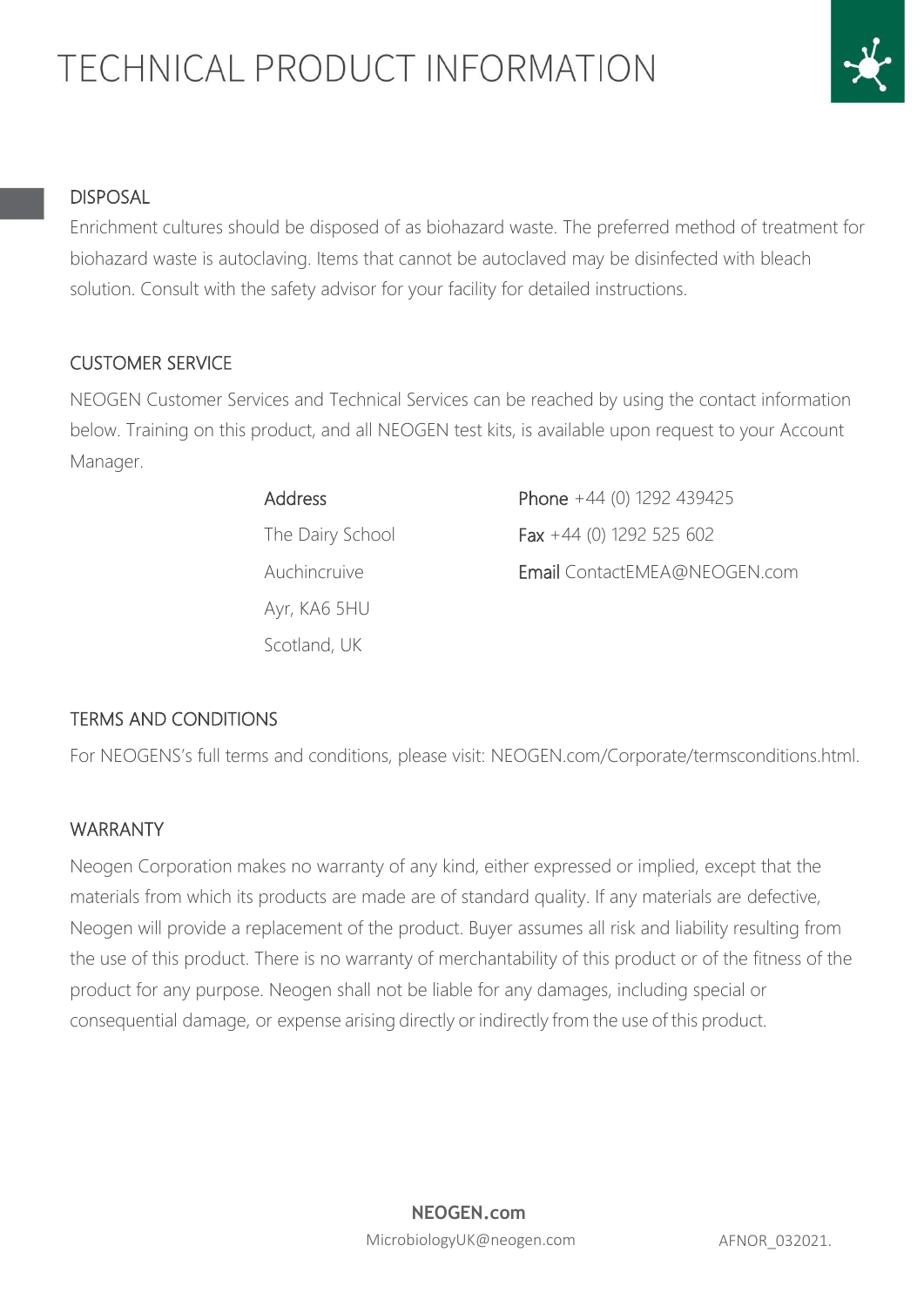## DISPOSAL

Enrichment cultures should be disposed of as biohazard waste. The preferred method of treatment for biohazard waste is autoclaving. Items that cannot be autoclaved may be disinfected with bleach solution. Consult with the safety advisor for your facility for detailed instructions.

## CUSTOMER SERVICE

NEOGEN Customer Services and Technical Services can be reached by using the contact information below. Training on this product, and all NEOGEN test kits, is available upon request to your Account Manager.

**Address**
The Dairy School
Auchincruive
Ayr, KA6 5HU
Scotland, UK

**Phone** +44 (0) 1292 439425
**Fax** +44 (0) 1292 525 602
**Email** ContactEMEA@NEOGEN.com

## TERMS AND CONDITIONS

For NEOGENS's full terms and conditions, please visit: NEOGEN.com/Corporate/termsconditions.html.

## WARRANTY

Neogen Corporation makes no warranty of any kind, either expressed or implied, except that the materials from which its products are made are of standard quality. If any materials are defective, Neogen will provide a replacement of the product. Buyer assumes all risk and liability resulting from the use of this product. There is no warranty of merchantability of this product or of the fitness of the product for any purpose. Neogen shall not be liable for any damages, including special or consequential damage, or expense arising directly or indirectly from the use of this product.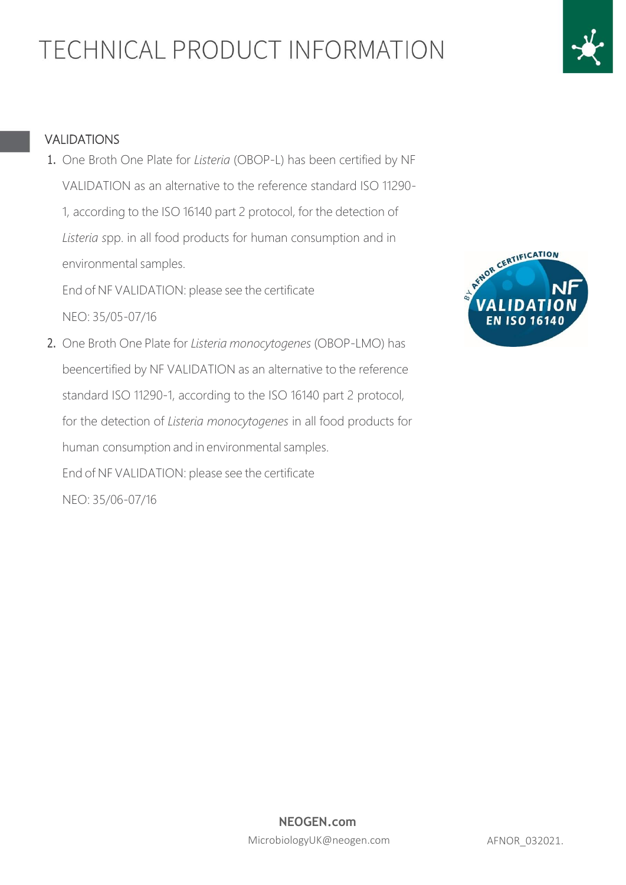# TECHNICAL PRODUCT INFORMATION

## VALIDATIONS

1. One Broth One Plate for *Listeria* (OBOP-L) has been certified by NF VALIDATION as an alternative to the reference standard ISO 11290-1, according to the ISO 16140 part 2 protocol, for the detection of *Listeria* spp. in all food products for human consumption and in environmental samples.

   End of NF VALIDATION: please see the certificate

   NEO: 35/05-07/16

2. One Broth One Plate for *Listeria monocytogenes* (OBOP-LMO) has beencertified by NF VALIDATION as an alternative to the reference standard ISO 11290-1, according to the ISO 16140 part 2 protocol, for the detection of *Listeria monocytogenes* in all food products for human consumption and in environmental samples.

   End of NF VALIDATION: please see the certificate

   NEO: 35/06-07/16

BY AFNOR CERTIFICATION NF VALIDATION EN ISO 16140

NEOGEN.com

MicrobiologyUK@neogen.com

AFNOR_032021.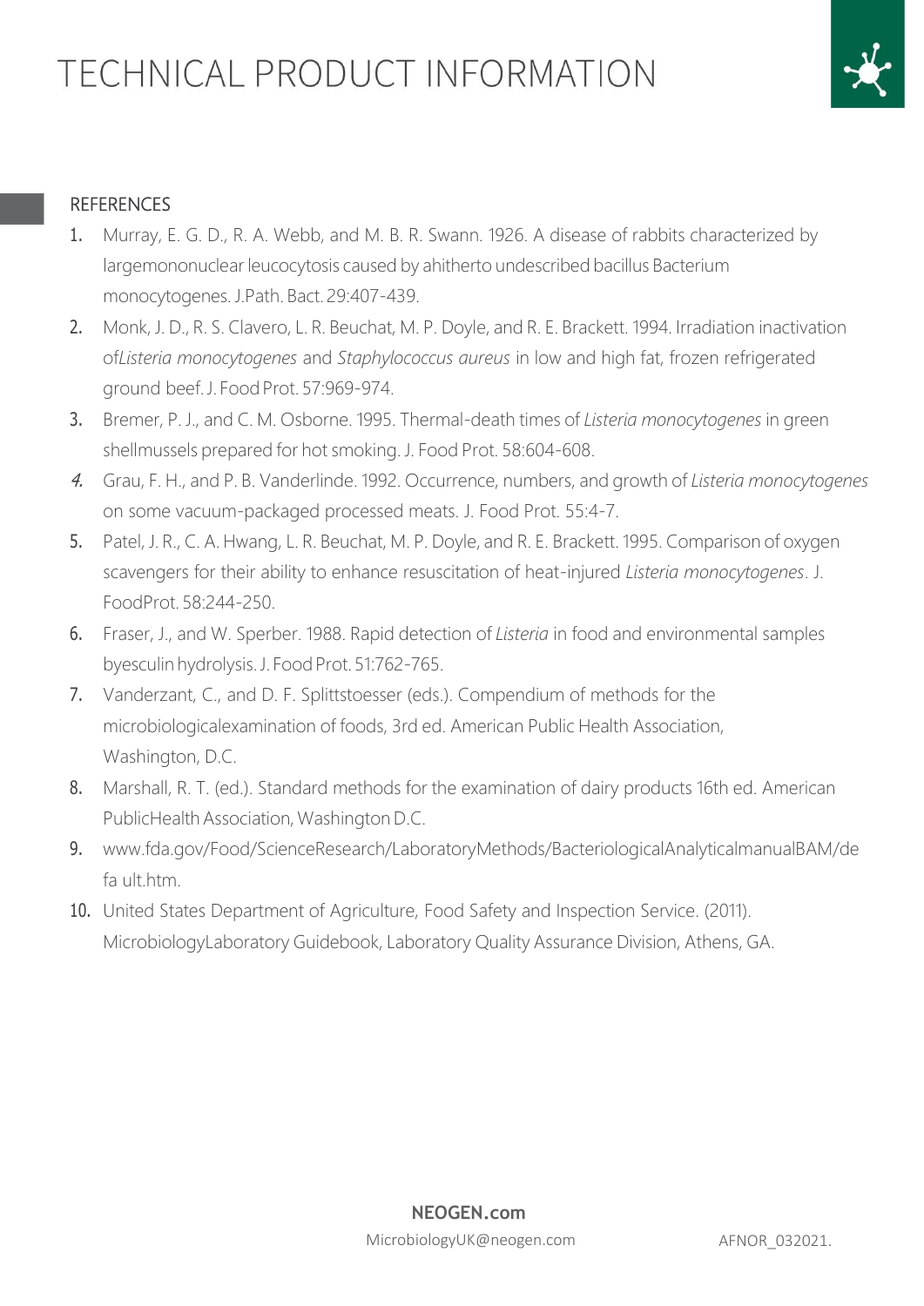## REFERENCES

1. Murray, E. G. D., R. A. Webb, and M. B. R. Swann. 1926. A disease of rabbits characterized by largemononuclear leucocytosis caused by ahitherto undescribed bacillus Bacterium monocytogenes. J.Path. Bact. 29:407-439.
2. Monk, J. D., R. S. Clavero, L. R. Beuchat, M. P. Doyle, and R. E. Brackett. 1994. Irradiation inactivation of*Listeria monocytogenes* and *Staphylococcus aureus* in low and high fat, frozen refrigerated ground beef. J. Food Prot. 57:969-974.
3. Bremer, P. J., and C. M. Osborne. 1995. Thermal-death times of *Listeria monocytogenes* in green shellmussels prepared for hot smoking. J. Food Prot. 58:604-608.
4. Grau, F. H., and P. B. Vanderlinde. 1992. Occurrence, numbers, and growth of *Listeria monocytogenes* on some vacuum-packaged processed meats. J. Food Prot. 55:4-7.
5. Patel, J. R., C. A. Hwang, L. R. Beuchat, M. P. Doyle, and R. E. Brackett. 1995. Comparison of oxygen scavengers for their ability to enhance resuscitation of heat-injured *Listeria monocytogenes*. J. FoodProt. 58:244-250.
6. Fraser, J., and W. Sperber. 1988. Rapid detection of *Listeria* in food and environmental samples byesculin hydrolysis. J. Food Prot. 51:762-765.
7. Vanderzant, C., and D. F. Splittstoesser (eds.). Compendium of methods for the microbiologicalexamination of foods, 3rd ed. American Public Health Association, Washington, D.C.
8. Marshall, R. T. (ed.). Standard methods for the examination of dairy products 16th ed. American PublicHealth Association, Washington D.C.
9. www.fda.gov/Food/ScienceResearch/LaboratoryMethods/BacteriologicalAnalyticalmanualBAM/defa ult.htm.
10. United States Department of Agriculture, Food Safety and Inspection Service. (2011). MicrobiologyLaboratory Guidebook, Laboratory Quality Assurance Division, Athens, GA.